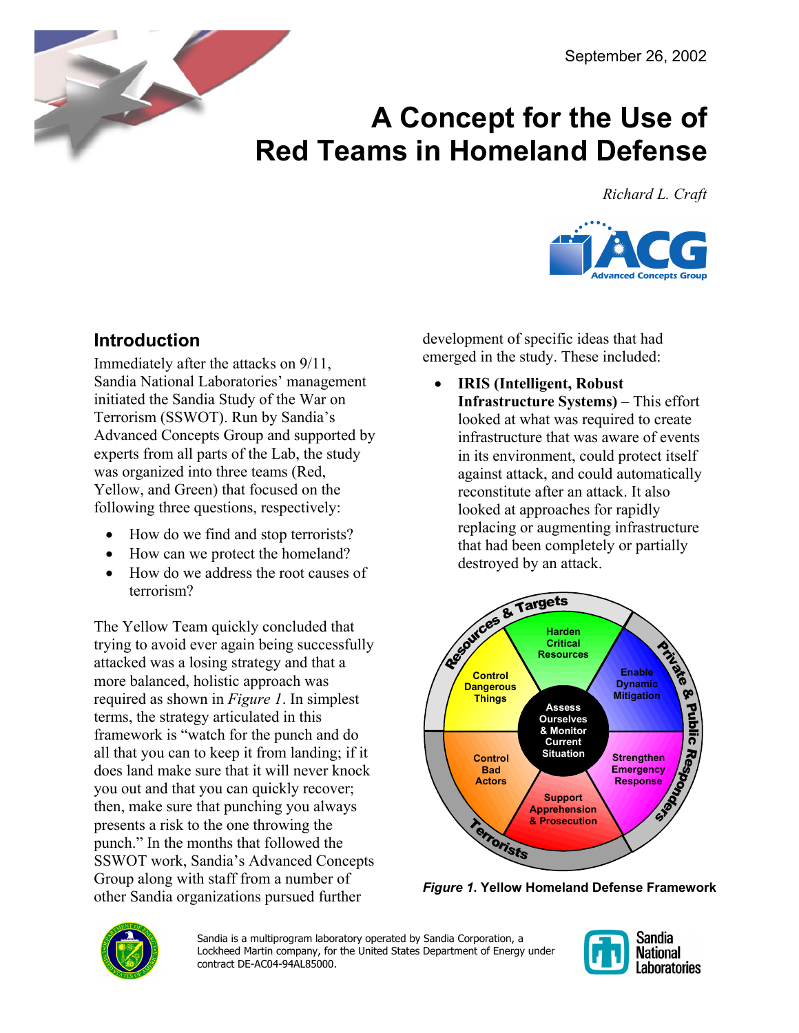September 26, 2002

# A Concept for the Use of Red Teams in Homeland Defense

*Richard L. Craft*

## Introduction

Immediately after the attacks on 9/11, Sandia National Laboratories' management initiated the Sandia Study of the War on Terrorism (SSWOT). Run by Sandia's Advanced Concepts Group and supported by experts from all parts of the Lab, the study was organized into three teams (Red, Yellow, and Green) that focused on the following three questions, respectively:

- How do we find and stop terrorists?
- How can we protect the homeland?
- How do we address the root causes of terrorism?

The Yellow Team quickly concluded that trying to avoid ever again being successfully attacked was a losing strategy and that a more balanced, holistic approach was required as shown in *Figure 1*. In simplest terms, the strategy articulated in this framework is "watch for the punch and do all that you can to keep it from landing; if it does land make sure that it will never knock you out and that you can quickly recover; then, make sure that punching you always presents a risk to the one throwing the punch." In the months that followed the SSWOT work, Sandia's Advanced Concepts Group along with staff from a number of other Sandia organizations pursued further development of specific ideas that had emerged in the study. These included:

- **IRIS (Intelligent, Robust Infrastructure Systems)** – This effort looked at what was required to create infrastructure that was aware of events in its environment, could protect itself against attack, and could automatically reconstitute after an attack. It also looked at approaches for rapidly replacing or augmenting infrastructure that had been completely or partially destroyed by an attack.

***Figure 1*. Yellow Homeland Defense Framework**

Sandia is a multiprogram laboratory operated by Sandia Corporation, a Lockheed Martin company, for the United States Department of Energy under contract DE-AC04-94AL85000.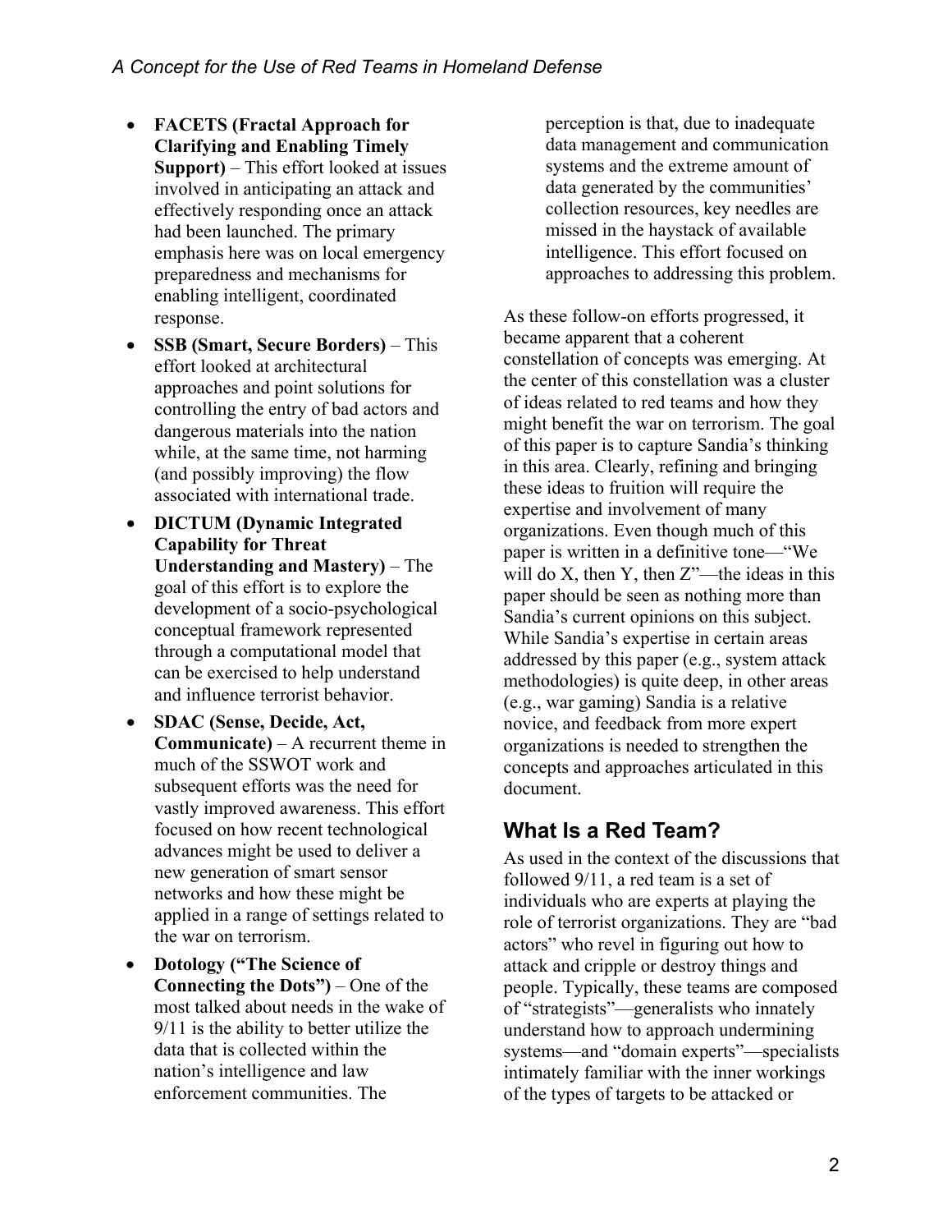- **FACETS (Fractal Approach for Clarifying and Enabling Timely Support)** – This effort looked at issues involved in anticipating an attack and effectively responding once an attack had been launched. The primary emphasis here was on local emergency preparedness and mechanisms for enabling intelligent, coordinated response.
- **SSB (Smart, Secure Borders)** – This effort looked at architectural approaches and point solutions for controlling the entry of bad actors and dangerous materials into the nation while, at the same time, not harming (and possibly improving) the flow associated with international trade.
- **DICTUM (Dynamic Integrated Capability for Threat Understanding and Mastery)** – The goal of this effort is to explore the development of a socio-psychological conceptual framework represented through a computational model that can be exercised to help understand and influence terrorist behavior.
- **SDAC (Sense, Decide, Act, Communicate)** – A recurrent theme in much of the SSWOT work and subsequent efforts was the need for vastly improved awareness. This effort focused on how recent technological advances might be used to deliver a new generation of smart sensor networks and how these might be applied in a range of settings related to the war on terrorism.
- **Dotology ("The Science of Connecting the Dots")** – One of the most talked about needs in the wake of 9/11 is the ability to better utilize the data that is collected within the nation's intelligence and law enforcement communities. The perception is that, due to inadequate data management and communication systems and the extreme amount of data generated by the communities' collection resources, key needles are missed in the haystack of available intelligence. This effort focused on approaches to addressing this problem.

As these follow-on efforts progressed, it became apparent that a coherent constellation of concepts was emerging. At the center of this constellation was a cluster of ideas related to red teams and how they might benefit the war on terrorism. The goal of this paper is to capture Sandia's thinking in this area. Clearly, refining and bringing these ideas to fruition will require the expertise and involvement of many organizations. Even though much of this paper is written in a definitive tone—"We will do X, then Y, then Z"—the ideas in this paper should be seen as nothing more than Sandia's current opinions on this subject. While Sandia's expertise in certain areas addressed by this paper (e.g., system attack methodologies) is quite deep, in other areas (e.g., war gaming) Sandia is a relative novice, and feedback from more expert organizations is needed to strengthen the concepts and approaches articulated in this document.

## What Is a Red Team?

As used in the context of the discussions that followed 9/11, a red team is a set of individuals who are experts at playing the role of terrorist organizations. They are "bad actors" who revel in figuring out how to attack and cripple or destroy things and people. Typically, these teams are composed of "strategists"—generalists who innately understand how to approach undermining systems—and "domain experts"—specialists intimately familiar with the inner workings of the types of targets to be attacked or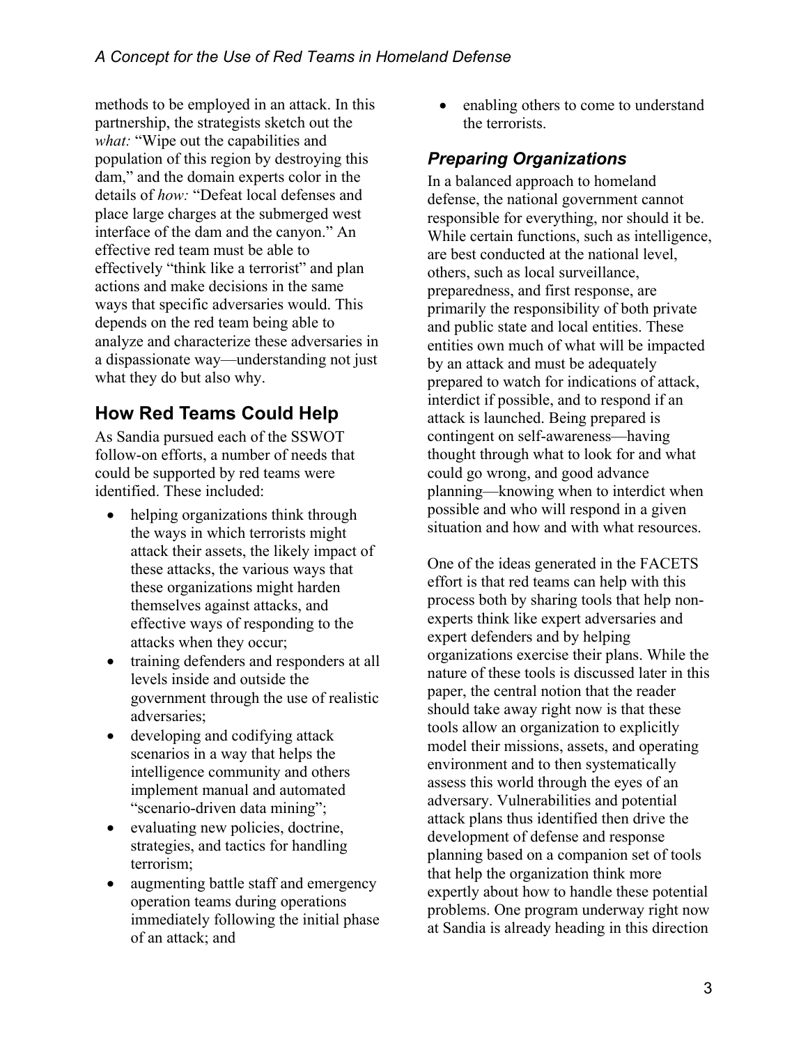methods to be employed in an attack. In this partnership, the strategists sketch out the *what:* "Wipe out the capabilities and population of this region by destroying this dam," and the domain experts color in the details of *how:* "Defeat local defenses and place large charges at the submerged west interface of the dam and the canyon." An effective red team must be able to effectively "think like a terrorist" and plan actions and make decisions in the same ways that specific adversaries would. This depends on the red team being able to analyze and characterize these adversaries in a dispassionate way—understanding not just what they do but also why.

## How Red Teams Could Help

As Sandia pursued each of the SSWOT follow-on efforts, a number of needs that could be supported by red teams were identified. These included:

- helping organizations think through the ways in which terrorists might attack their assets, the likely impact of these attacks, the various ways that these organizations might harden themselves against attacks, and effective ways of responding to the attacks when they occur;
- training defenders and responders at all levels inside and outside the government through the use of realistic adversaries;
- developing and codifying attack scenarios in a way that helps the intelligence community and others implement manual and automated "scenario-driven data mining";
- evaluating new policies, doctrine, strategies, and tactics for handling terrorism;
- augmenting battle staff and emergency operation teams during operations immediately following the initial phase of an attack; and
- enabling others to come to understand the terrorists.

### *Preparing Organizations*

In a balanced approach to homeland defense, the national government cannot responsible for everything, nor should it be. While certain functions, such as intelligence, are best conducted at the national level, others, such as local surveillance, preparedness, and first response, are primarily the responsibility of both private and public state and local entities. These entities own much of what will be impacted by an attack and must be adequately prepared to watch for indications of attack, interdict if possible, and to respond if an attack is launched. Being prepared is contingent on self-awareness—having thought through what to look for and what could go wrong, and good advance planning—knowing when to interdict when possible and who will respond in a given situation and how and with what resources.

One of the ideas generated in the FACETS effort is that red teams can help with this process both by sharing tools that help non-experts think like expert adversaries and expert defenders and by helping organizations exercise their plans. While the nature of these tools is discussed later in this paper, the central notion that the reader should take away right now is that these tools allow an organization to explicitly model their missions, assets, and operating environment and to then systematically assess this world through the eyes of an adversary. Vulnerabilities and potential attack plans thus identified then drive the development of defense and response planning based on a companion set of tools that help the organization think more expertly about how to handle these potential problems. One program underway right now at Sandia is already heading in this direction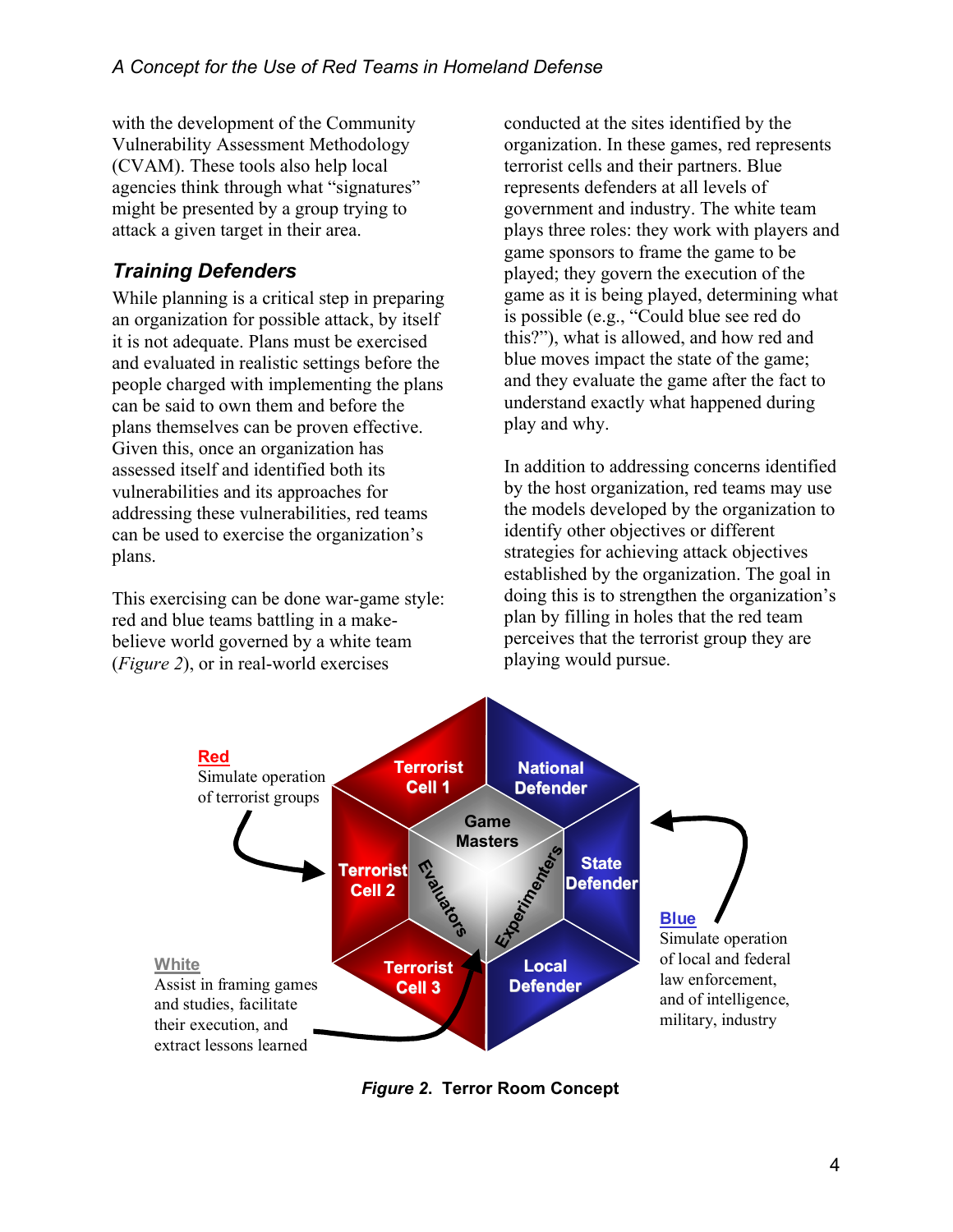with the development of the Community Vulnerability Assessment Methodology (CVAM). These tools also help local agencies think through what "signatures" might be presented by a group trying to attack a given target in their area.

## Training Defenders

While planning is a critical step in preparing an organization for possible attack, by itself it is not adequate. Plans must be exercised and evaluated in realistic settings before the people charged with implementing the plans can be said to own them and before the plans themselves can be proven effective. Given this, once an organization has assessed itself and identified both its vulnerabilities and its approaches for addressing these vulnerabilities, red teams can be used to exercise the organization's plans.

This exercising can be done war-game style: red and blue teams battling in a make-believe world governed by a white team (*Figure 2*), or in real-world exercises conducted at the sites identified by the organization. In these games, red represents terrorist cells and their partners. Blue represents defenders at all levels of government and industry. The white team plays three roles: they work with players and game sponsors to frame the game to be played; they govern the execution of the game as it is being played, determining what is possible (e.g., "Could blue see red do this?"), what is allowed, and how red and blue moves impact the state of the game; and they evaluate the game after the fact to understand exactly what happened during play and why.

In addition to addressing concerns identified by the host organization, red teams may use the models developed by the organization to identify other objectives or different strategies for achieving attack objectives established by the organization. The goal in doing this is to strengthen the organization's plan by filling in holes that the red team perceives that the terrorist group they are playing would pursue.

**Red**
Simulate operation of terrorist groups

**White**
Assist in framing games and studies, facilitate their execution, and extract lessons learned

**Blue**
Simulate operation of local and federal law enforcement, and of intelligence, military, industry

Terrorist Cell 1 | Terrorist Cell 2 | Terrorist Cell 3 | National Defender | State Defender | Local Defender | Game Masters | Evaluators | Experimenters

***Figure 2*. Terror Room Concept**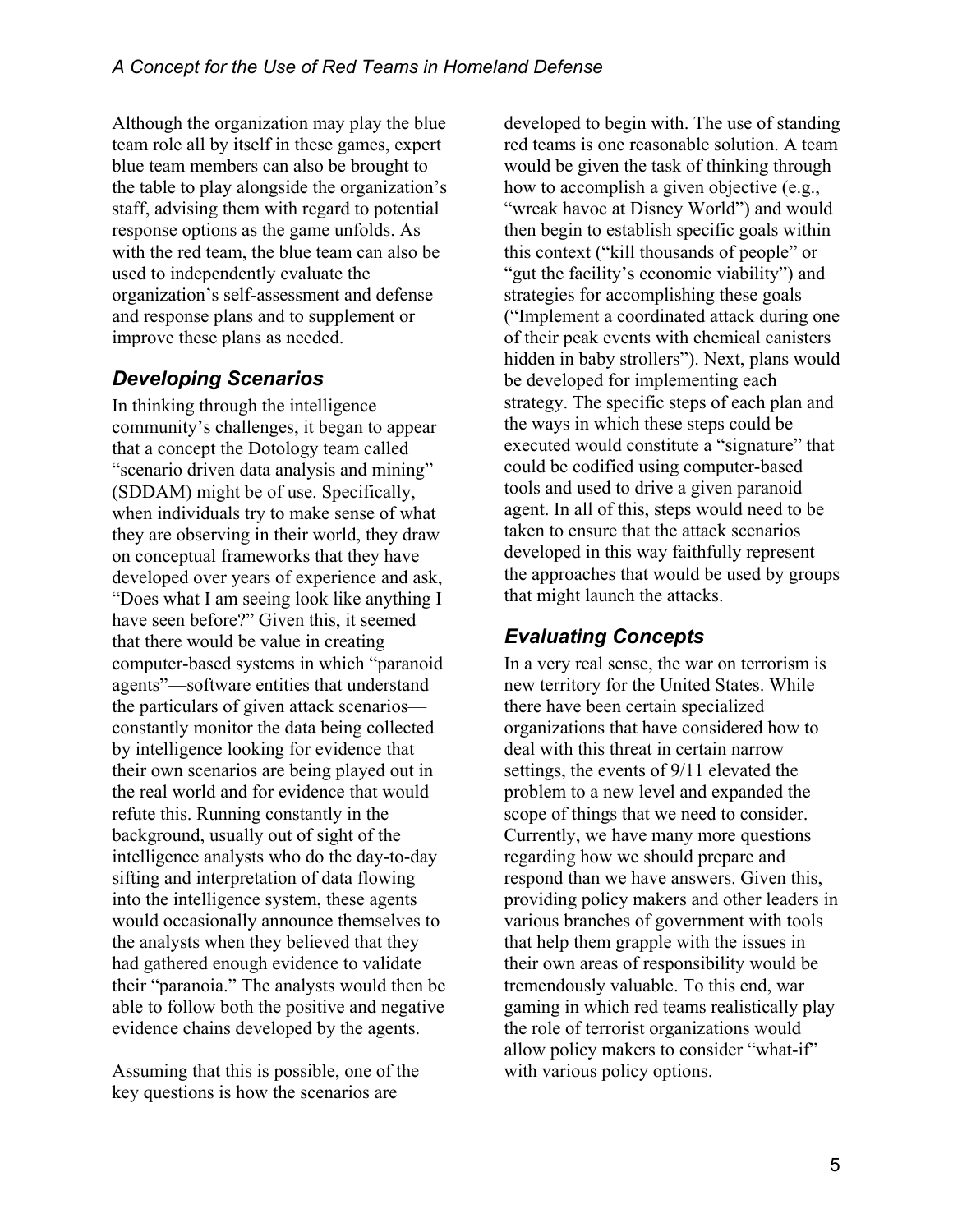Although the organization may play the blue team role all by itself in these games, expert blue team members can also be brought to the table to play alongside the organization's staff, advising them with regard to potential response options as the game unfolds. As with the red team, the blue team can also be used to independently evaluate the organization's self-assessment and defense and response plans and to supplement or improve these plans as needed.

### *Developing Scenarios*

In thinking through the intelligence community's challenges, it began to appear that a concept the Dotology team called "scenario driven data analysis and mining" (SDDAM) might be of use. Specifically, when individuals try to make sense of what they are observing in their world, they draw on conceptual frameworks that they have developed over years of experience and ask, "Does what I am seeing look like anything I have seen before?" Given this, it seemed that there would be value in creating computer-based systems in which "paranoid agents"—software entities that understand the particulars of given attack scenarios—constantly monitor the data being collected by intelligence looking for evidence that their own scenarios are being played out in the real world and for evidence that would refute this. Running constantly in the background, usually out of sight of the intelligence analysts who do the day-to-day sifting and interpretation of data flowing into the intelligence system, these agents would occasionally announce themselves to the analysts when they believed that they had gathered enough evidence to validate their "paranoia." The analysts would then be able to follow both the positive and negative evidence chains developed by the agents.

Assuming that this is possible, one of the key questions is how the scenarios are developed to begin with. The use of standing red teams is one reasonable solution. A team would be given the task of thinking through how to accomplish a given objective (e.g., "wreak havoc at Disney World") and would then begin to establish specific goals within this context ("kill thousands of people" or "gut the facility's economic viability") and strategies for accomplishing these goals ("Implement a coordinated attack during one of their peak events with chemical canisters hidden in baby strollers"). Next, plans would be developed for implementing each strategy. The specific steps of each plan and the ways in which these steps could be executed would constitute a "signature" that could be codified using computer-based tools and used to drive a given paranoid agent. In all of this, steps would need to be taken to ensure that the attack scenarios developed in this way faithfully represent the approaches that would be used by groups that might launch the attacks.

### *Evaluating Concepts*

In a very real sense, the war on terrorism is new territory for the United States. While there have been certain specialized organizations that have considered how to deal with this threat in certain narrow settings, the events of 9/11 elevated the problem to a new level and expanded the scope of things that we need to consider. Currently, we have many more questions regarding how we should prepare and respond than we have answers. Given this, providing policy makers and other leaders in various branches of government with tools that help them grapple with the issues in their own areas of responsibility would be tremendously valuable. To this end, war gaming in which red teams realistically play the role of terrorist organizations would allow policy makers to consider "what-if" with various policy options.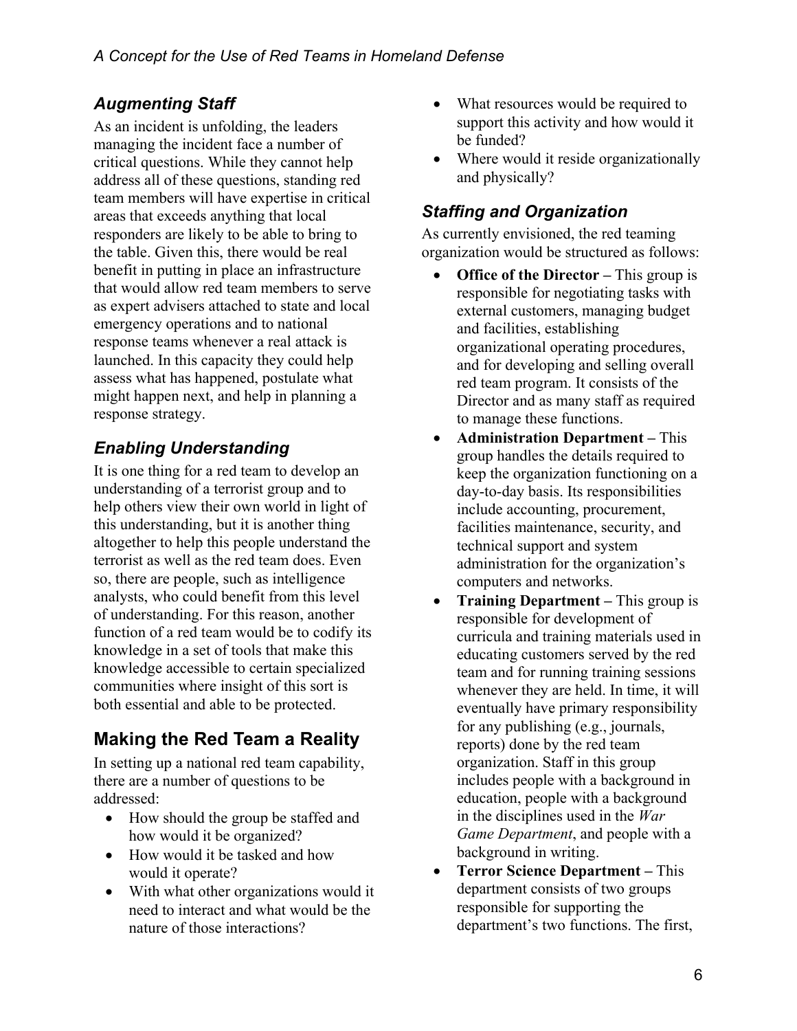### *Augmenting Staff*

As an incident is unfolding, the leaders managing the incident face a number of critical questions. While they cannot help address all of these questions, standing red team members will have expertise in critical areas that exceeds anything that local responders are likely to be able to bring to the table. Given this, there would be real benefit in putting in place an infrastructure that would allow red team members to serve as expert advisers attached to state and local emergency operations and to national response teams whenever a real attack is launched. In this capacity they could help assess what has happened, postulate what might happen next, and help in planning a response strategy.

### *Enabling Understanding*

It is one thing for a red team to develop an understanding of a terrorist group and to help others view their own world in light of this understanding, but it is another thing altogether to help this people understand the terrorist as well as the red team does. Even so, there are people, such as intelligence analysts, who could benefit from this level of understanding. For this reason, another function of a red team would be to codify its knowledge in a set of tools that make this knowledge accessible to certain specialized communities where insight of this sort is both essential and able to be protected.

## Making the Red Team a Reality

In setting up a national red team capability, there are a number of questions to be addressed:

- How should the group be staffed and how would it be organized?
- How would it be tasked and how would it operate?
- With what other organizations would it need to interact and what would be the nature of those interactions?
- What resources would be required to support this activity and how would it be funded?
- Where would it reside organizationally and physically?

### *Staffing and Organization*

As currently envisioned, the red teaming organization would be structured as follows:

- **Office of the Director –** This group is responsible for negotiating tasks with external customers, managing budget and facilities, establishing organizational operating procedures, and for developing and selling overall red team program. It consists of the Director and as many staff as required to manage these functions.
- **Administration Department –** This group handles the details required to keep the organization functioning on a day-to-day basis. Its responsibilities include accounting, procurement, facilities maintenance, security, and technical support and system administration for the organization's computers and networks.
- **Training Department –** This group is responsible for development of curricula and training materials used in educating customers served by the red team and for running training sessions whenever they are held. In time, it will eventually have primary responsibility for any publishing (e.g., journals, reports) done by the red team organization. Staff in this group includes people with a background in education, people with a background in the disciplines used in the *War Game Department*, and people with a background in writing.
- **Terror Science Department –** This department consists of two groups responsible for supporting the department's two functions. The first,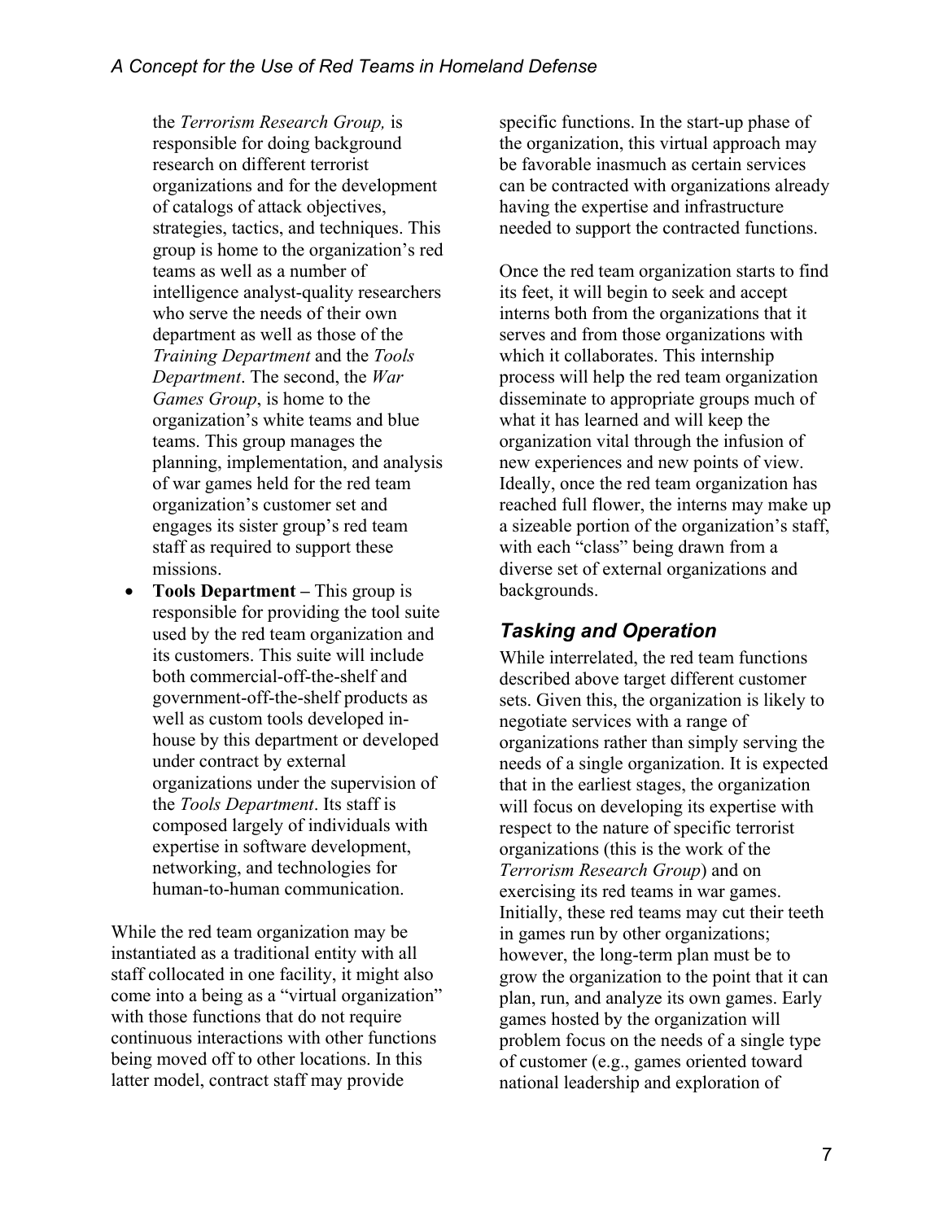the *Terrorism Research Group,* is responsible for doing background research on different terrorist organizations and for the development of catalogs of attack objectives, strategies, tactics, and techniques. This group is home to the organization's red teams as well as a number of intelligence analyst-quality researchers who serve the needs of their own department as well as those of the *Training Department* and the *Tools Department*. The second, the *War Games Group*, is home to the organization's white teams and blue teams. This group manages the planning, implementation, and analysis of war games held for the red team organization's customer set and engages its sister group's red team staff as required to support these missions.

- **Tools Department –** This group is responsible for providing the tool suite used by the red team organization and its customers. This suite will include both commercial-off-the-shelf and government-off-the-shelf products as well as custom tools developed in-house by this department or developed under contract by external organizations under the supervision of the *Tools Department*. Its staff is composed largely of individuals with expertise in software development, networking, and technologies for human-to-human communication.

While the red team organization may be instantiated as a traditional entity with all staff collocated in one facility, it might also come into a being as a "virtual organization" with those functions that do not require continuous interactions with other functions being moved off to other locations. In this latter model, contract staff may provide specific functions. In the start-up phase of the organization, this virtual approach may be favorable inasmuch as certain services can be contracted with organizations already having the expertise and infrastructure needed to support the contracted functions.

Once the red team organization starts to find its feet, it will begin to seek and accept interns both from the organizations that it serves and from those organizations with which it collaborates. This internship process will help the red team organization disseminate to appropriate groups much of what it has learned and will keep the organization vital through the infusion of new experiences and new points of view. Ideally, once the red team organization has reached full flower, the interns may make up a sizeable portion of the organization's staff, with each "class" being drawn from a diverse set of external organizations and backgrounds.

## *Tasking and Operation*

While interrelated, the red team functions described above target different customer sets. Given this, the organization is likely to negotiate services with a range of organizations rather than simply serving the needs of a single organization. It is expected that in the earliest stages, the organization will focus on developing its expertise with respect to the nature of specific terrorist organizations (this is the work of the *Terrorism Research Group*) and on exercising its red teams in war games. Initially, these red teams may cut their teeth in games run by other organizations; however, the long-term plan must be to grow the organization to the point that it can plan, run, and analyze its own games. Early games hosted by the organization will problem focus on the needs of a single type of customer (e.g., games oriented toward national leadership and exploration of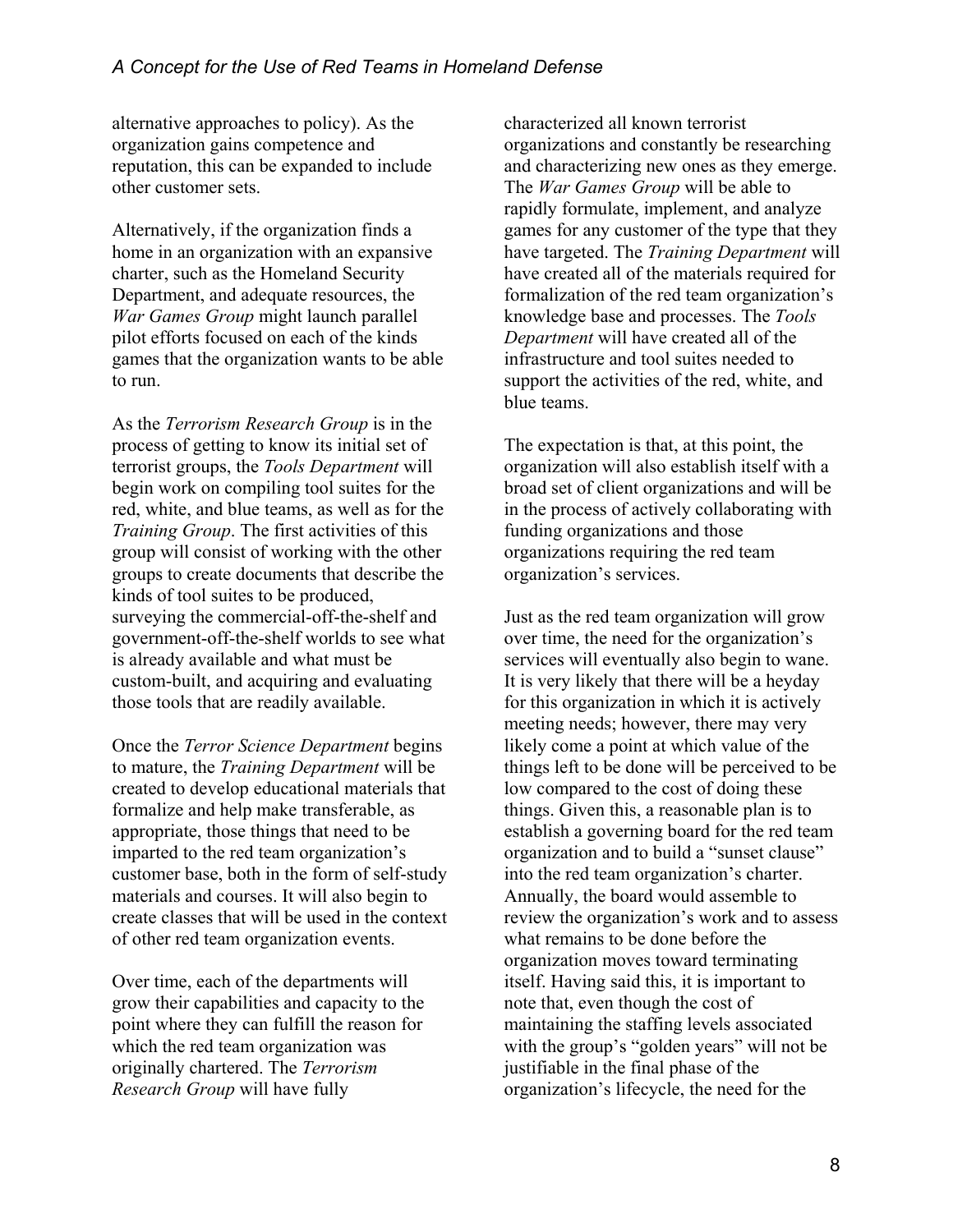alternative approaches to policy). As the organization gains competence and reputation, this can be expanded to include other customer sets.

Alternatively, if the organization finds a home in an organization with an expansive charter, such as the Homeland Security Department, and adequate resources, the *War Games Group* might launch parallel pilot efforts focused on each of the kinds games that the organization wants to be able to run.

As the *Terrorism Research Group* is in the process of getting to know its initial set of terrorist groups, the *Tools Department* will begin work on compiling tool suites for the red, white, and blue teams, as well as for the *Training Group*. The first activities of this group will consist of working with the other groups to create documents that describe the kinds of tool suites to be produced, surveying the commercial-off-the-shelf and government-off-the-shelf worlds to see what is already available and what must be custom-built, and acquiring and evaluating those tools that are readily available.

Once the *Terror Science Department* begins to mature, the *Training Department* will be created to develop educational materials that formalize and help make transferable, as appropriate, those things that need to be imparted to the red team organization's customer base, both in the form of self-study materials and courses. It will also begin to create classes that will be used in the context of other red team organization events.

Over time, each of the departments will grow their capabilities and capacity to the point where they can fulfill the reason for which the red team organization was originally chartered. The *Terrorism Research Group* will have fully characterized all known terrorist organizations and constantly be researching and characterizing new ones as they emerge. The *War Games Group* will be able to rapidly formulate, implement, and analyze games for any customer of the type that they have targeted. The *Training Department* will have created all of the materials required for formalization of the red team organization's knowledge base and processes. The *Tools Department* will have created all of the infrastructure and tool suites needed to support the activities of the red, white, and blue teams.

The expectation is that, at this point, the organization will also establish itself with a broad set of client organizations and will be in the process of actively collaborating with funding organizations and those organizations requiring the red team organization's services.

Just as the red team organization will grow over time, the need for the organization's services will eventually also begin to wane. It is very likely that there will be a heyday for this organization in which it is actively meeting needs; however, there may very likely come a point at which value of the things left to be done will be perceived to be low compared to the cost of doing these things. Given this, a reasonable plan is to establish a governing board for the red team organization and to build a "sunset clause" into the red team organization's charter. Annually, the board would assemble to review the organization's work and to assess what remains to be done before the organization moves toward terminating itself. Having said this, it is important to note that, even though the cost of maintaining the staffing levels associated with the group's "golden years" will not be justifiable in the final phase of the organization's lifecycle, the need for the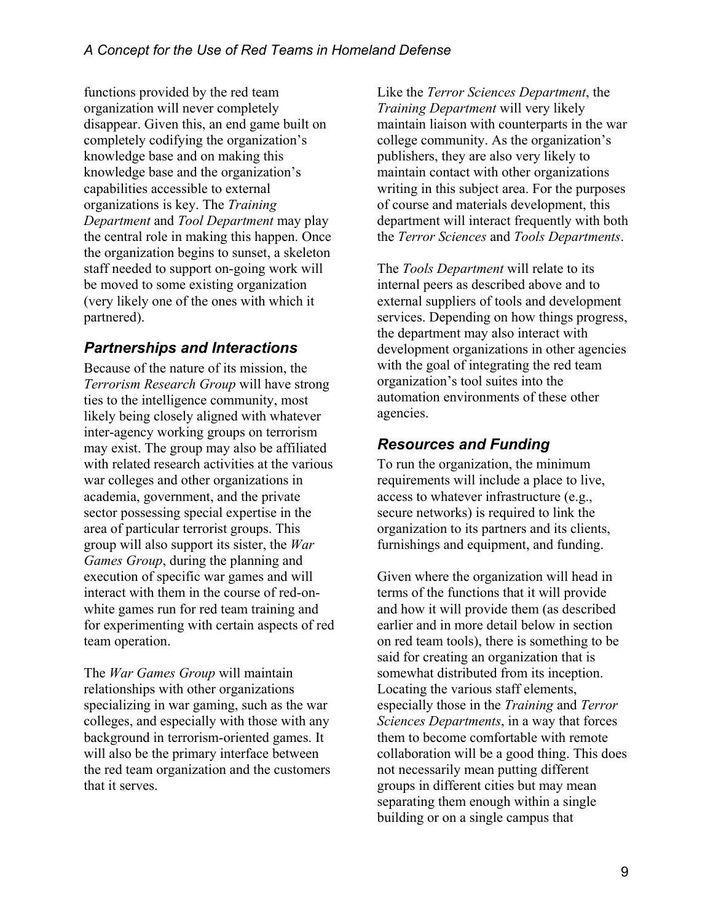functions provided by the red team organization will never completely disappear. Given this, an end game built on completely codifying the organization's knowledge base and on making this knowledge base and the organization's capabilities accessible to external organizations is key. The *Training Department* and *Tool Department* may play the central role in making this happen. Once the organization begins to sunset, a skeleton staff needed to support on-going work will be moved to some existing organization (very likely one of the ones with which it partnered).

## *Partnerships and Interactions*

Because of the nature of its mission, the *Terrorism Research Group* will have strong ties to the intelligence community, most likely being closely aligned with whatever inter-agency working groups on terrorism may exist. The group may also be affiliated with related research activities at the various war colleges and other organizations in academia, government, and the private sector possessing special expertise in the area of particular terrorist groups. This group will also support its sister, the *War Games Group*, during the planning and execution of specific war games and will interact with them in the course of red-on-white games run for red team training and for experimenting with certain aspects of red team operation.

The *War Games Group* will maintain relationships with other organizations specializing in war gaming, such as the war colleges, and especially with those with any background in terrorism-oriented games. It will also be the primary interface between the red team organization and the customers that it serves.

Like the *Terror Sciences Department*, the *Training Department* will very likely maintain liaison with counterparts in the war college community. As the organization's publishers, they are also very likely to maintain contact with other organizations writing in this subject area. For the purposes of course and materials development, this department will interact frequently with both the *Terror Sciences* and *Tools Departments*.

The *Tools Department* will relate to its internal peers as described above and to external suppliers of tools and development services. Depending on how things progress, the department may also interact with development organizations in other agencies with the goal of integrating the red team organization's tool suites into the automation environments of these other agencies.

## *Resources and Funding*

To run the organization, the minimum requirements will include a place to live, access to whatever infrastructure (e.g., secure networks) is required to link the organization to its partners and its clients, furnishings and equipment, and funding.

Given where the organization will head in terms of the functions that it will provide and how it will provide them (as described earlier and in more detail below in section on red team tools), there is something to be said for creating an organization that is somewhat distributed from its inception. Locating the various staff elements, especially those in the *Training* and *Terror Sciences Departments*, in a way that forces them to become comfortable with remote collaboration will be a good thing. This does not necessarily mean putting different groups in different cities but may mean separating them enough within a single building or on a single campus that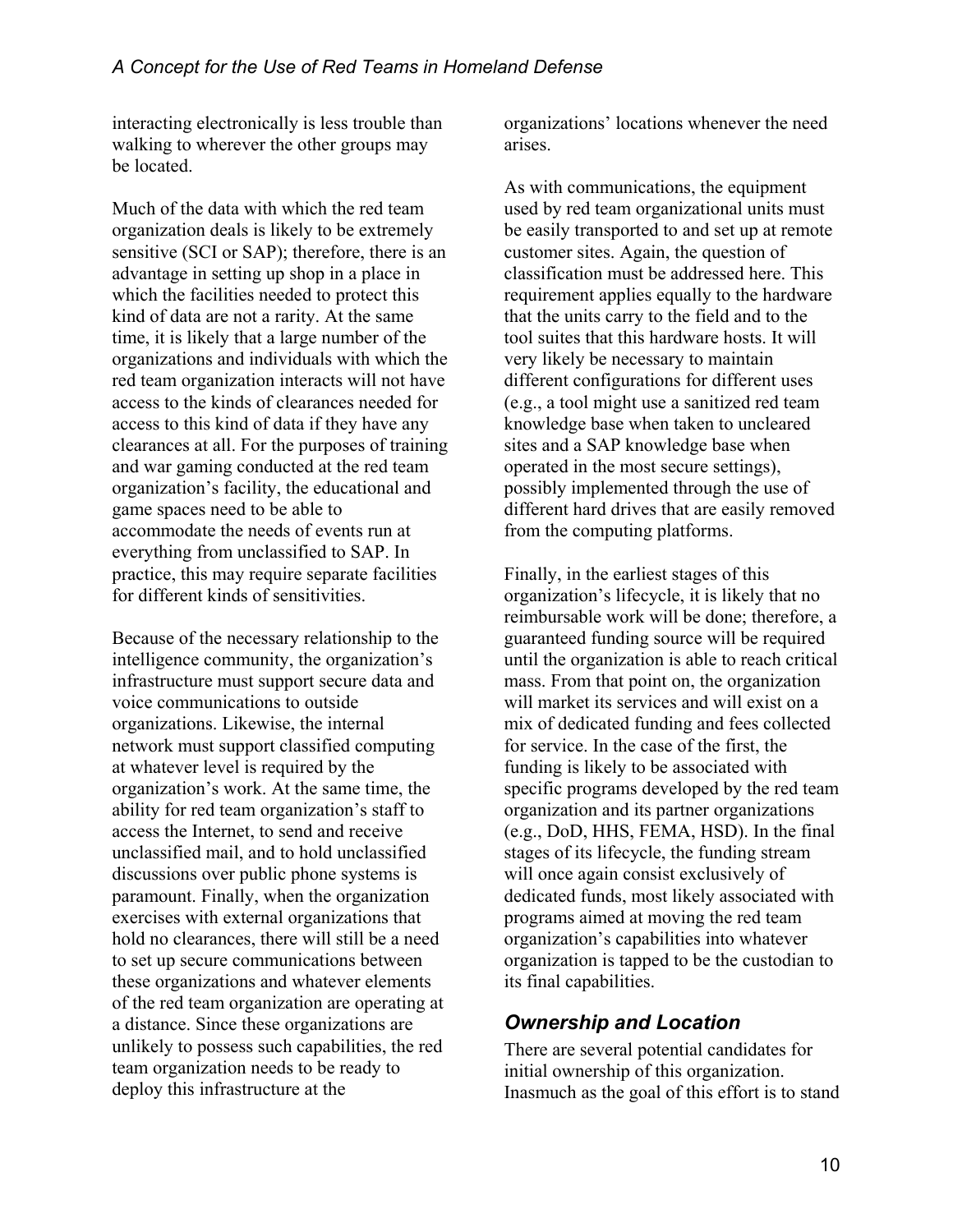interacting electronically is less trouble than walking to wherever the other groups may be located.

Much of the data with which the red team organization deals is likely to be extremely sensitive (SCI or SAP); therefore, there is an advantage in setting up shop in a place in which the facilities needed to protect this kind of data are not a rarity. At the same time, it is likely that a large number of the organizations and individuals with which the red team organization interacts will not have access to the kinds of clearances needed for access to this kind of data if they have any clearances at all. For the purposes of training and war gaming conducted at the red team organization's facility, the educational and game spaces need to be able to accommodate the needs of events run at everything from unclassified to SAP. In practice, this may require separate facilities for different kinds of sensitivities.

Because of the necessary relationship to the intelligence community, the organization's infrastructure must support secure data and voice communications to outside organizations. Likewise, the internal network must support classified computing at whatever level is required by the organization's work. At the same time, the ability for red team organization's staff to access the Internet, to send and receive unclassified mail, and to hold unclassified discussions over public phone systems is paramount. Finally, when the organization exercises with external organizations that hold no clearances, there will still be a need to set up secure communications between these organizations and whatever elements of the red team organization are operating at a distance. Since these organizations are unlikely to possess such capabilities, the red team organization needs to be ready to deploy this infrastructure at the organizations' locations whenever the need arises.

As with communications, the equipment used by red team organizational units must be easily transported to and set up at remote customer sites. Again, the question of classification must be addressed here. This requirement applies equally to the hardware that the units carry to the field and to the tool suites that this hardware hosts. It will very likely be necessary to maintain different configurations for different uses (e.g., a tool might use a sanitized red team knowledge base when taken to uncleared sites and a SAP knowledge base when operated in the most secure settings), possibly implemented through the use of different hard drives that are easily removed from the computing platforms.

Finally, in the earliest stages of this organization's lifecycle, it is likely that no reimbursable work will be done; therefore, a guaranteed funding source will be required until the organization is able to reach critical mass. From that point on, the organization will market its services and will exist on a mix of dedicated funding and fees collected for service. In the case of the first, the funding is likely to be associated with specific programs developed by the red team organization and its partner organizations (e.g., DoD, HHS, FEMA, HSD). In the final stages of its lifecycle, the funding stream will once again consist exclusively of dedicated funds, most likely associated with programs aimed at moving the red team organization's capabilities into whatever organization is tapped to be the custodian to its final capabilities.

## *Ownership and Location*

There are several potential candidates for initial ownership of this organization. Inasmuch as the goal of this effort is to stand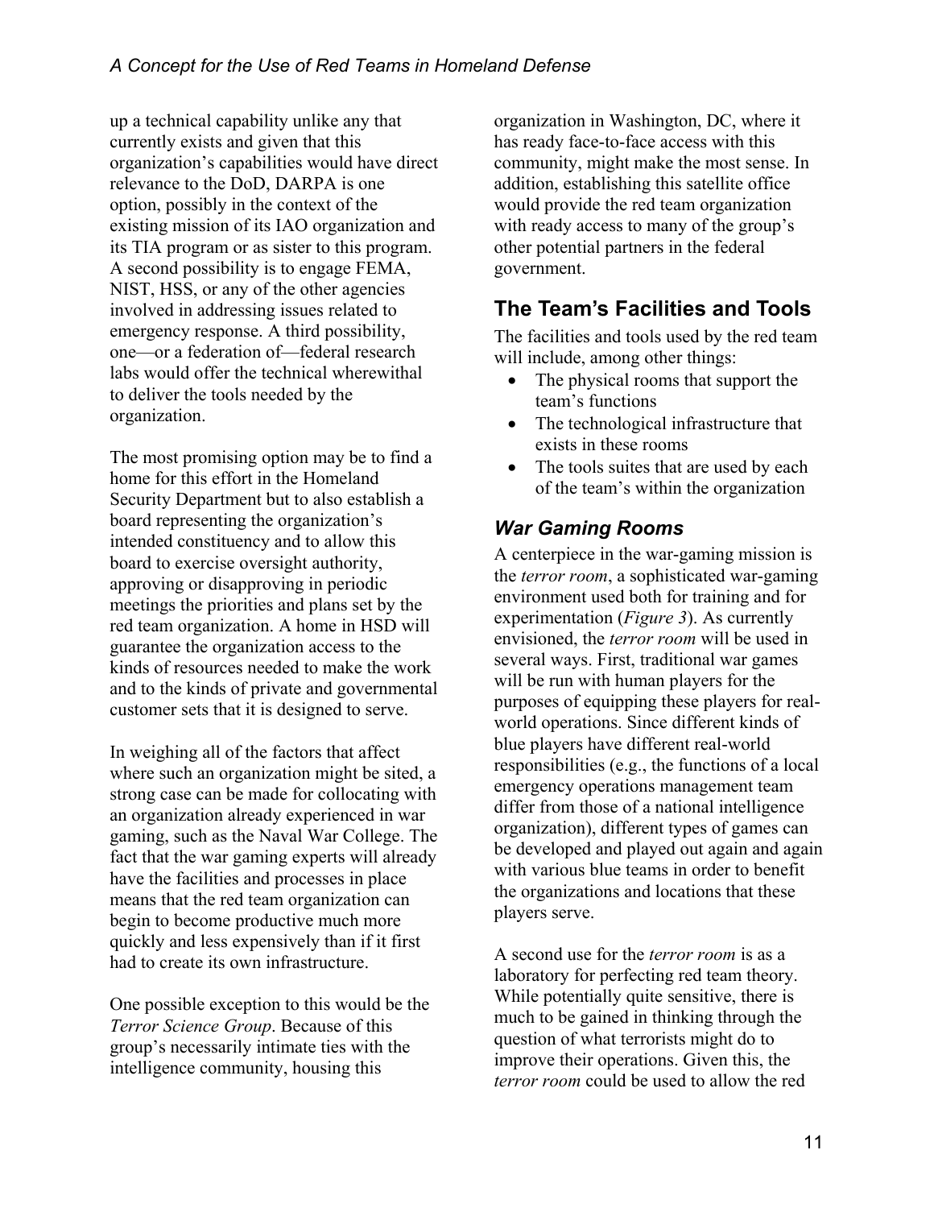up a technical capability unlike any that currently exists and given that this organization's capabilities would have direct relevance to the DoD, DARPA is one option, possibly in the context of the existing mission of its IAO organization and its TIA program or as sister to this program. A second possibility is to engage FEMA, NIST, HSS, or any of the other agencies involved in addressing issues related to emergency response. A third possibility, one—or a federation of—federal research labs would offer the technical wherewithal to deliver the tools needed by the organization.

The most promising option may be to find a home for this effort in the Homeland Security Department but to also establish a board representing the organization's intended constituency and to allow this board to exercise oversight authority, approving or disapproving in periodic meetings the priorities and plans set by the red team organization. A home in HSD will guarantee the organization access to the kinds of resources needed to make the work and to the kinds of private and governmental customer sets that it is designed to serve.

In weighing all of the factors that affect where such an organization might be sited, a strong case can be made for collocating with an organization already experienced in war gaming, such as the Naval War College. The fact that the war gaming experts will already have the facilities and processes in place means that the red team organization can begin to become productive much more quickly and less expensively than if it first had to create its own infrastructure.

One possible exception to this would be the *Terror Science Group*. Because of this group's necessarily intimate ties with the intelligence community, housing this organization in Washington, DC, where it has ready face-to-face access with this community, might make the most sense. In addition, establishing this satellite office would provide the red team organization with ready access to many of the group's other potential partners in the federal government.

## The Team's Facilities and Tools

The facilities and tools used by the red team will include, among other things:

- The physical rooms that support the team's functions
- The technological infrastructure that exists in these rooms
- The tools suites that are used by each of the team's within the organization

### *War Gaming Rooms*

A centerpiece in the war-gaming mission is the *terror room*, a sophisticated war-gaming environment used both for training and for experimentation (*Figure 3*). As currently envisioned, the *terror room* will be used in several ways. First, traditional war games will be run with human players for the purposes of equipping these players for real-world operations. Since different kinds of blue players have different real-world responsibilities (e.g., the functions of a local emergency operations management team differ from those of a national intelligence organization), different types of games can be developed and played out again and again with various blue teams in order to benefit the organizations and locations that these players serve.

A second use for the *terror room* is as a laboratory for perfecting red team theory. While potentially quite sensitive, there is much to be gained in thinking through the question of what terrorists might do to improve their operations. Given this, the *terror room* could be used to allow the red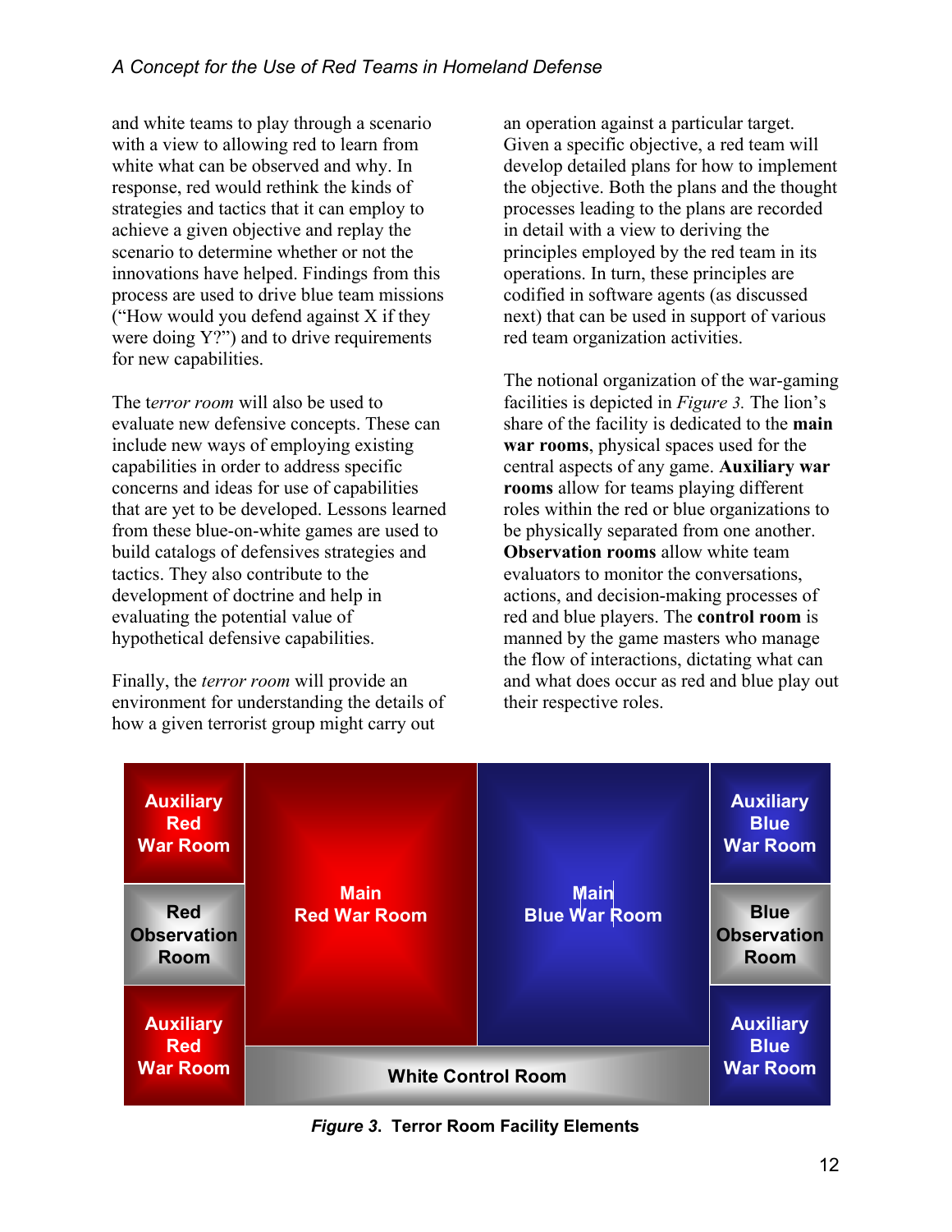and white teams to play through a scenario with a view to allowing red to learn from white what can be observed and why. In response, red would rethink the kinds of strategies and tactics that it can employ to achieve a given objective and replay the scenario to determine whether or not the innovations have helped. Findings from this process are used to drive blue team missions ("How would you defend against X if they were doing Y?") and to drive requirements for new capabilities.

The t*error room* will also be used to evaluate new defensive concepts. These can include new ways of employing existing capabilities in order to address specific concerns and ideas for use of capabilities that are yet to be developed. Lessons learned from these blue-on-white games are used to build catalogs of defensives strategies and tactics. They also contribute to the development of doctrine and help in evaluating the potential value of hypothetical defensive capabilities.

Finally, the *terror room* will provide an environment for understanding the details of how a given terrorist group might carry out an operation against a particular target. Given a specific objective, a red team will develop detailed plans for how to implement the objective. Both the plans and the thought processes leading to the plans are recorded in detail with a view to deriving the principles employed by the red team in its operations. In turn, these principles are codified in software agents (as discussed next) that can be used in support of various red team organization activities.

The notional organization of the war-gaming facilities is depicted in *Figure 3.* The lion's share of the facility is dedicated to the **main war rooms**, physical spaces used for the central aspects of any game. **Auxiliary war rooms** allow for teams playing different roles within the red or blue organizations to be physically separated from one another. **Observation rooms** allow white team evaluators to monitor the conversations, actions, and decision-making processes of red and blue players. The **control room** is manned by the game masters who manage the flow of interactions, dictating what can and what does occur as red and blue play out their respective roles.

| | | | |
|---|---|---|---|
| Auxiliary Red War Room | Main Red War Room | Main Blue War Room | Auxiliary Blue War Room |
| Red Observation Room | | | Blue Observation Room |
| Auxiliary Red War Room | White Control Room | | Auxiliary Blue War Room |

***Figure 3.*** **Terror Room Facility Elements**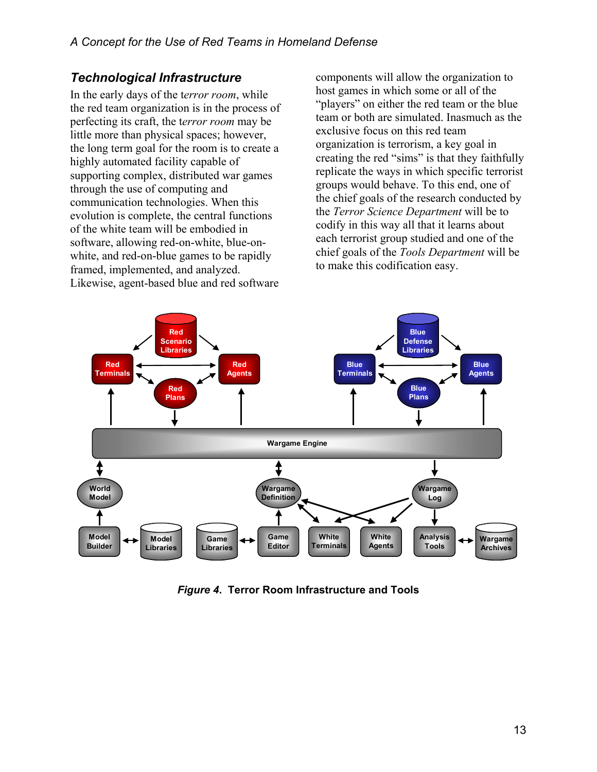## *Technological Infrastructure*

In the early days of the *terror room*, while the red team organization is in the process of perfecting its craft, the *terror room* may be little more than physical spaces; however, the long term goal for the room is to create a highly automated facility capable of supporting complex, distributed war games through the use of computing and communication technologies. When this evolution is complete, the central functions of the white team will be embodied in software, allowing red-on-white, blue-on-white, and red-on-blue games to be rapidly framed, implemented, and analyzed. Likewise, agent-based blue and red software components will allow the organization to host games in which some or all of the "players" on either the red team or the blue team or both are simulated. Inasmuch as the exclusive focus on this red team organization is terrorism, a key goal in creating the red "sims" is that they faithfully replicate the ways in which specific terrorist groups would behave. To this end, one of the chief goals of the research conducted by the *Terror Science Department* will be to codify in this way all that it learns about each terrorist group studied and one of the chief goals of the *Tools Department* will be to make this codification easy.

***Figure 4*. Terror Room Infrastructure and Tools**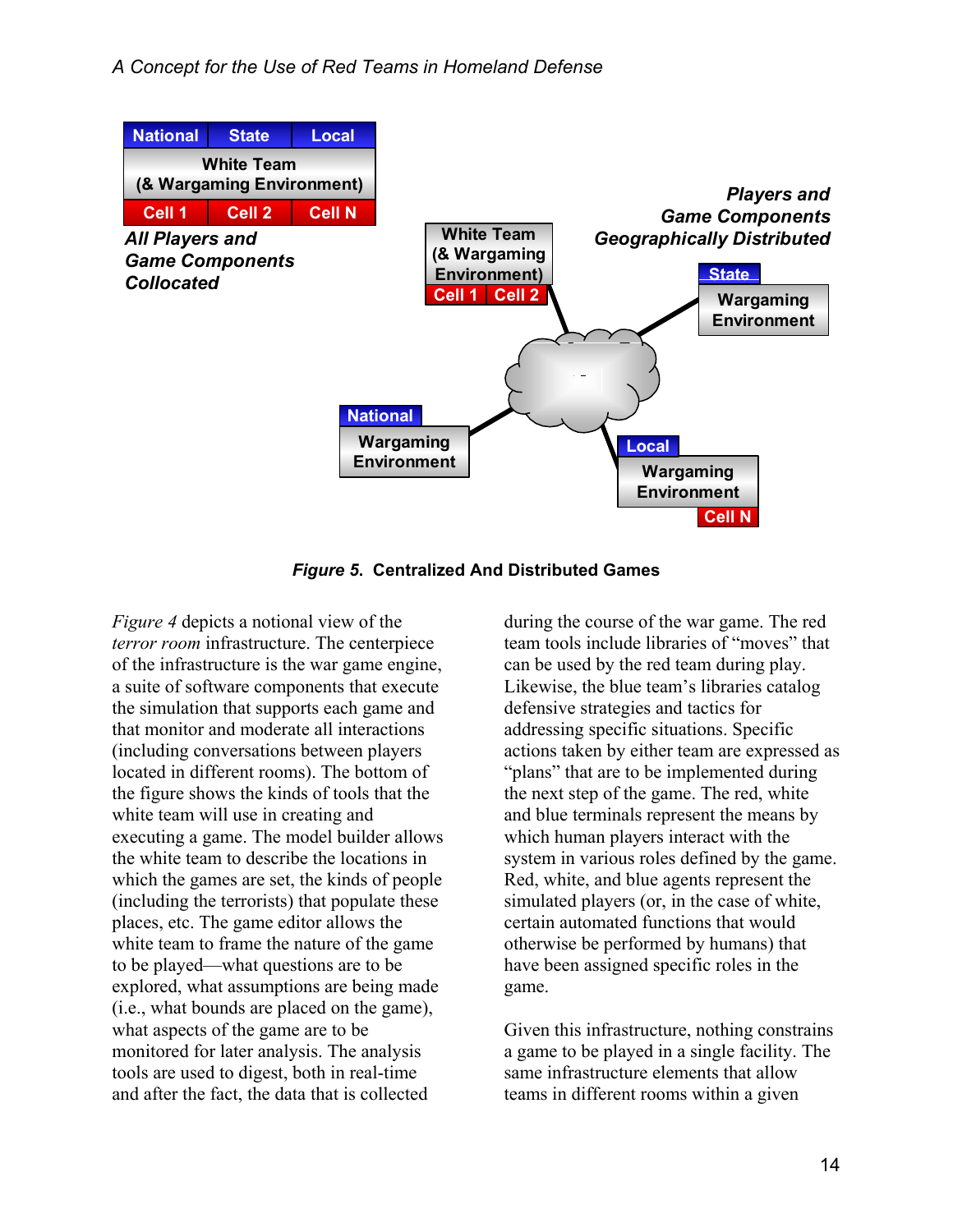*Figure 5*. **Centralized And Distributed Games**

*Figure 4* depicts a notional view of the *terror room* infrastructure. The centerpiece of the infrastructure is the war game engine, a suite of software components that execute the simulation that supports each game and that monitor and moderate all interactions (including conversations between players located in different rooms). The bottom of the figure shows the kinds of tools that the white team will use in creating and executing a game. The model builder allows the white team to describe the locations in which the games are set, the kinds of people (including the terrorists) that populate these places, etc. The game editor allows the white team to frame the nature of the game to be played—what questions are to be explored, what assumptions are being made (i.e., what bounds are placed on the game), what aspects of the game are to be monitored for later analysis. The analysis tools are used to digest, both in real-time and after the fact, the data that is collected during the course of the war game. The red team tools include libraries of "moves" that can be used by the red team during play. Likewise, the blue team's libraries catalog defensive strategies and tactics for addressing specific situations. Specific actions taken by either team are expressed as "plans" that are to be implemented during the next step of the game. The red, white and blue terminals represent the means by which human players interact with the system in various roles defined by the game. Red, white, and blue agents represent the simulated players (or, in the case of white, certain automated functions that would otherwise be performed by humans) that have been assigned specific roles in the game.

Given this infrastructure, nothing constrains a game to be played in a single facility. The same infrastructure elements that allow teams in different rooms within a given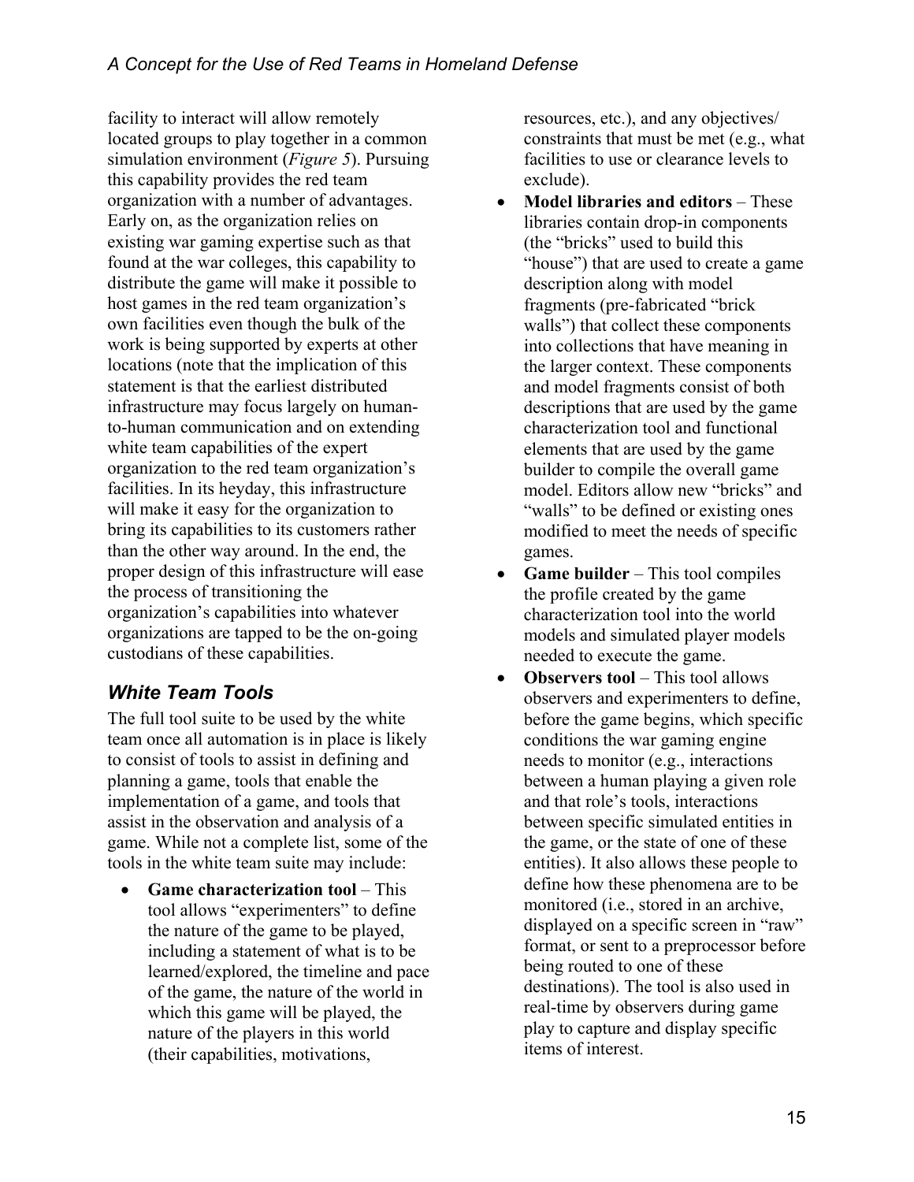facility to interact will allow remotely located groups to play together in a common simulation environment (*Figure 5*). Pursuing this capability provides the red team organization with a number of advantages. Early on, as the organization relies on existing war gaming expertise such as that found at the war colleges, this capability to distribute the game will make it possible to host games in the red team organization's own facilities even though the bulk of the work is being supported by experts at other locations (note that the implication of this statement is that the earliest distributed infrastructure may focus largely on human-to-human communication and on extending white team capabilities of the expert organization to the red team organization's facilities. In its heyday, this infrastructure will make it easy for the organization to bring its capabilities to its customers rather than the other way around. In the end, the proper design of this infrastructure will ease the process of transitioning the organization's capabilities into whatever organizations are tapped to be the on-going custodians of these capabilities.

### *White Team Tools*

The full tool suite to be used by the white team once all automation is in place is likely to consist of tools to assist in defining and planning a game, tools that enable the implementation of a game, and tools that assist in the observation and analysis of a game. While not a complete list, some of the tools in the white team suite may include:

- **Game characterization tool** – This tool allows "experimenters" to define the nature of the game to be played, including a statement of what is to be learned/explored, the timeline and pace of the game, the nature of the world in which this game will be played, the nature of the players in this world (their capabilities, motivations, resources, etc.), and any objectives/ constraints that must be met (e.g., what facilities to use or clearance levels to exclude).
- **Model libraries and editors** – These libraries contain drop-in components (the "bricks" used to build this "house") that are used to create a game description along with model fragments (pre-fabricated "brick walls") that collect these components into collections that have meaning in the larger context. These components and model fragments consist of both descriptions that are used by the game characterization tool and functional elements that are used by the game builder to compile the overall game model. Editors allow new "bricks" and "walls" to be defined or existing ones modified to meet the needs of specific games.
- **Game builder** – This tool compiles the profile created by the game characterization tool into the world models and simulated player models needed to execute the game.
- **Observers tool** – This tool allows observers and experimenters to define, before the game begins, which specific conditions the war gaming engine needs to monitor (e.g., interactions between a human playing a given role and that role's tools, interactions between specific simulated entities in the game, or the state of one of these entities). It also allows these people to define how these phenomena are to be monitored (i.e., stored in an archive, displayed on a specific screen in "raw" format, or sent to a preprocessor before being routed to one of these destinations). The tool is also used in real-time by observers during game play to capture and display specific items of interest.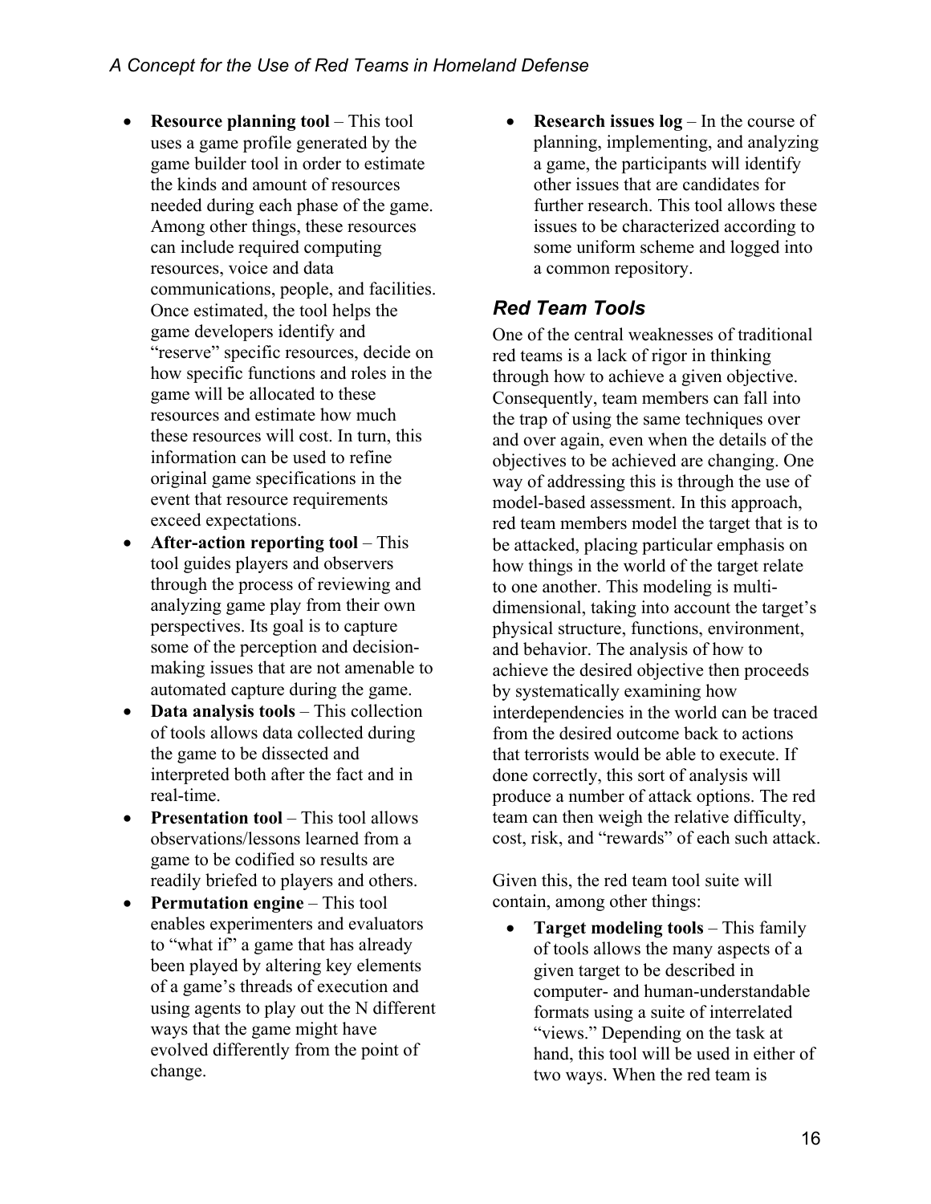- **Resource planning tool** – This tool uses a game profile generated by the game builder tool in order to estimate the kinds and amount of resources needed during each phase of the game. Among other things, these resources can include required computing resources, voice and data communications, people, and facilities. Once estimated, the tool helps the game developers identify and "reserve" specific resources, decide on how specific functions and roles in the game will be allocated to these resources and estimate how much these resources will cost. In turn, this information can be used to refine original game specifications in the event that resource requirements exceed expectations.
- **After-action reporting tool** – This tool guides players and observers through the process of reviewing and analyzing game play from their own perspectives. Its goal is to capture some of the perception and decision-making issues that are not amenable to automated capture during the game.
- **Data analysis tools** – This collection of tools allows data collected during the game to be dissected and interpreted both after the fact and in real-time.
- **Presentation tool** – This tool allows observations/lessons learned from a game to be codified so results are readily briefed to players and others.
- **Permutation engine** – This tool enables experimenters and evaluators to "what if" a game that has already been played by altering key elements of a game's threads of execution and using agents to play out the N different ways that the game might have evolved differently from the point of change.
- **Research issues log** – In the course of planning, implementing, and analyzing a game, the participants will identify other issues that are candidates for further research. This tool allows these issues to be characterized according to some uniform scheme and logged into a common repository.

### *Red Team Tools*

One of the central weaknesses of traditional red teams is a lack of rigor in thinking through how to achieve a given objective. Consequently, team members can fall into the trap of using the same techniques over and over again, even when the details of the objectives to be achieved are changing. One way of addressing this is through the use of model-based assessment. In this approach, red team members model the target that is to be attacked, placing particular emphasis on how things in the world of the target relate to one another. This modeling is multi-dimensional, taking into account the target's physical structure, functions, environment, and behavior. The analysis of how to achieve the desired objective then proceeds by systematically examining how interdependencies in the world can be traced from the desired outcome back to actions that terrorists would be able to execute. If done correctly, this sort of analysis will produce a number of attack options. The red team can then weigh the relative difficulty, cost, risk, and "rewards" of each such attack.

Given this, the red team tool suite will contain, among other things:

- **Target modeling tools** – This family of tools allows the many aspects of a given target to be described in computer- and human-understandable formats using a suite of interrelated "views." Depending on the task at hand, this tool will be used in either of two ways. When the red team is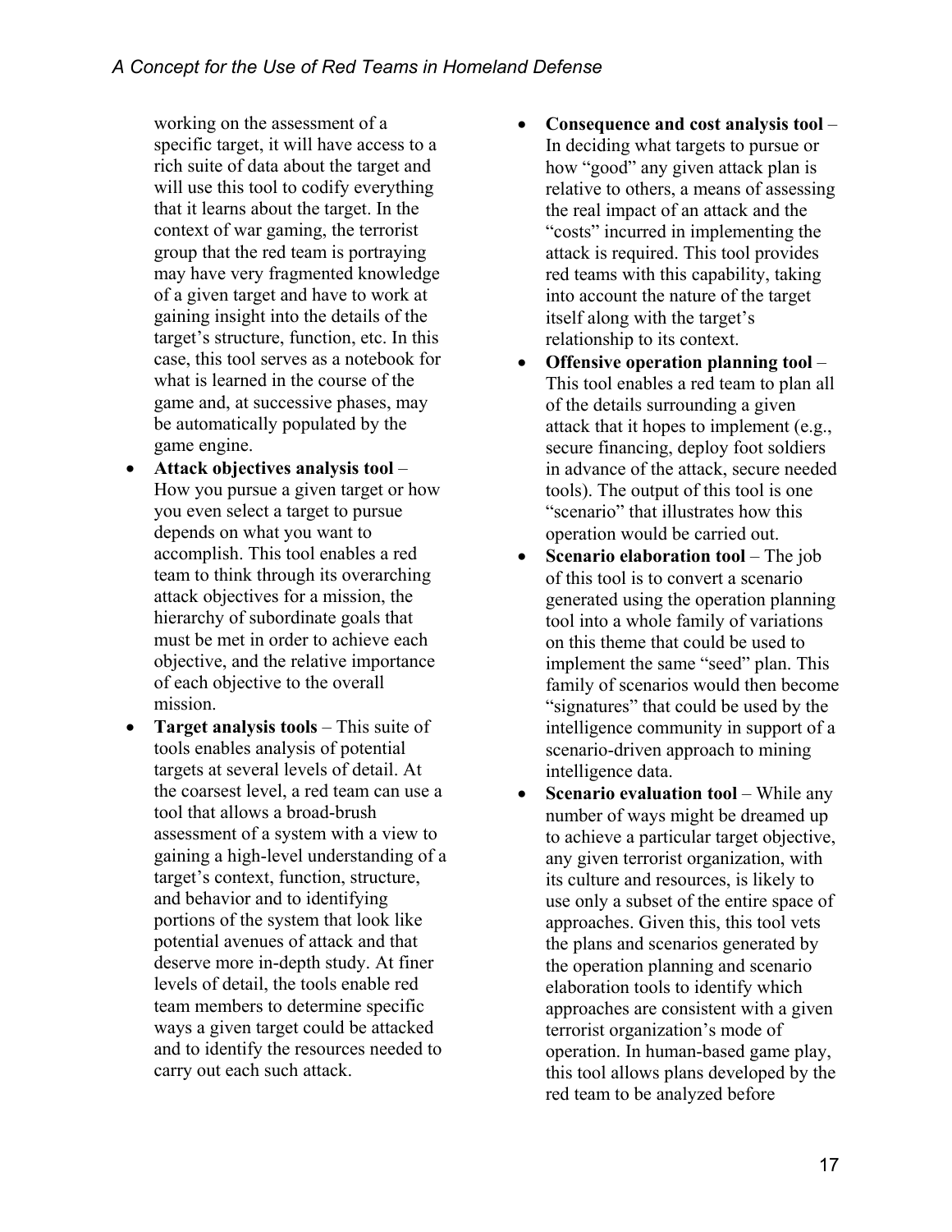working on the assessment of a specific target, it will have access to a rich suite of data about the target and will use this tool to codify everything that it learns about the target. In the context of war gaming, the terrorist group that the red team is portraying may have very fragmented knowledge of a given target and have to work at gaining insight into the details of the target's structure, function, etc. In this case, this tool serves as a notebook for what is learned in the course of the game and, at successive phases, may be automatically populated by the game engine.

- **Attack objectives analysis tool** – How you pursue a given target or how you even select a target to pursue depends on what you want to accomplish. This tool enables a red team to think through its overarching attack objectives for a mission, the hierarchy of subordinate goals that must be met in order to achieve each objective, and the relative importance of each objective to the overall mission.
- **Target analysis tools** – This suite of tools enables analysis of potential targets at several levels of detail. At the coarsest level, a red team can use a tool that allows a broad-brush assessment of a system with a view to gaining a high-level understanding of a target's context, function, structure, and behavior and to identifying portions of the system that look like potential avenues of attack and that deserve more in-depth study. At finer levels of detail, the tools enable red team members to determine specific ways a given target could be attacked and to identify the resources needed to carry out each such attack.
- **Consequence and cost analysis tool** – In deciding what targets to pursue or how "good" any given attack plan is relative to others, a means of assessing the real impact of an attack and the "costs" incurred in implementing the attack is required. This tool provides red teams with this capability, taking into account the nature of the target itself along with the target's relationship to its context.
- **Offensive operation planning tool** – This tool enables a red team to plan all of the details surrounding a given attack that it hopes to implement (e.g., secure financing, deploy foot soldiers in advance of the attack, secure needed tools). The output of this tool is one "scenario" that illustrates how this operation would be carried out.
- **Scenario elaboration tool** – The job of this tool is to convert a scenario generated using the operation planning tool into a whole family of variations on this theme that could be used to implement the same "seed" plan. This family of scenarios would then become "signatures" that could be used by the intelligence community in support of a scenario-driven approach to mining intelligence data.
- **Scenario evaluation tool** – While any number of ways might be dreamed up to achieve a particular target objective, any given terrorist organization, with its culture and resources, is likely to use only a subset of the entire space of approaches. Given this, this tool vets the plans and scenarios generated by the operation planning and scenario elaboration tools to identify which approaches are consistent with a given terrorist organization's mode of operation. In human-based game play, this tool allows plans developed by the red team to be analyzed before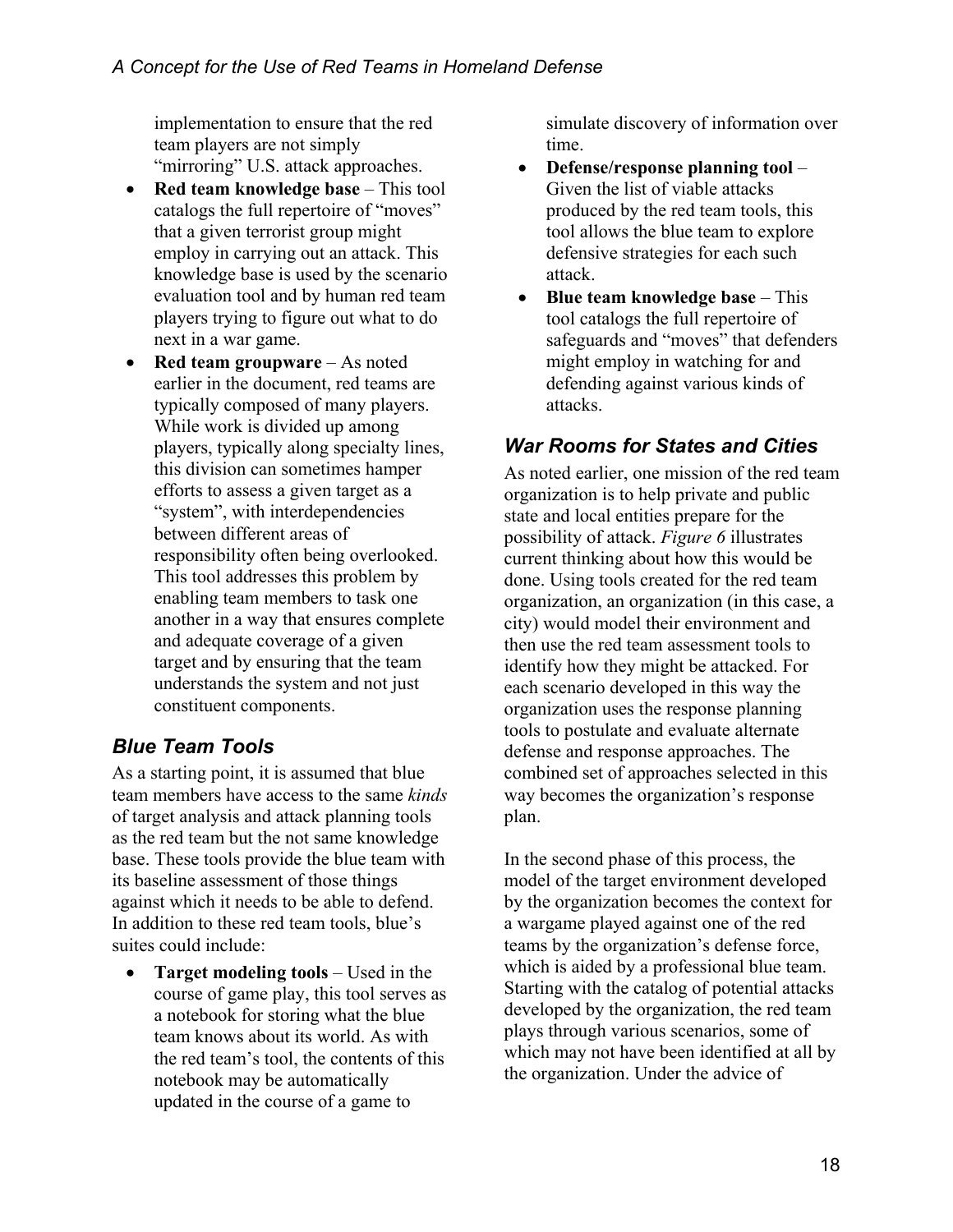implementation to ensure that the red team players are not simply "mirroring" U.S. attack approaches.

- **Red team knowledge base** – This tool catalogs the full repertoire of "moves" that a given terrorist group might employ in carrying out an attack. This knowledge base is used by the scenario evaluation tool and by human red team players trying to figure out what to do next in a war game.
- **Red team groupware** – As noted earlier in the document, red teams are typically composed of many players. While work is divided up among players, typically along specialty lines, this division can sometimes hamper efforts to assess a given target as a "system", with interdependencies between different areas of responsibility often being overlooked. This tool addresses this problem by enabling team members to task one another in a way that ensures complete and adequate coverage of a given target and by ensuring that the team understands the system and not just constituent components.

### Blue Team Tools

As a starting point, it is assumed that blue team members have access to the same *kinds* of target analysis and attack planning tools as the red team but the not same knowledge base. These tools provide the blue team with its baseline assessment of those things against which it needs to be able to defend. In addition to these red team tools, blue's suites could include:

- **Target modeling tools** – Used in the course of game play, this tool serves as a notebook for storing what the blue team knows about its world. As with the red team's tool, the contents of this notebook may be automatically updated in the course of a game to simulate discovery of information over time.
- **Defense/response planning tool** – Given the list of viable attacks produced by the red team tools, this tool allows the blue team to explore defensive strategies for each such attack.
- **Blue team knowledge base** – This tool catalogs the full repertoire of safeguards and "moves" that defenders might employ in watching for and defending against various kinds of attacks.

### War Rooms for States and Cities

As noted earlier, one mission of the red team organization is to help private and public state and local entities prepare for the possibility of attack. *Figure 6* illustrates current thinking about how this would be done. Using tools created for the red team organization, an organization (in this case, a city) would model their environment and then use the red team assessment tools to identify how they might be attacked. For each scenario developed in this way the organization uses the response planning tools to postulate and evaluate alternate defense and response approaches. The combined set of approaches selected in this way becomes the organization's response plan.

In the second phase of this process, the model of the target environment developed by the organization becomes the context for a wargame played against one of the red teams by the organization's defense force, which is aided by a professional blue team. Starting with the catalog of potential attacks developed by the organization, the red team plays through various scenarios, some of which may not have been identified at all by the organization. Under the advice of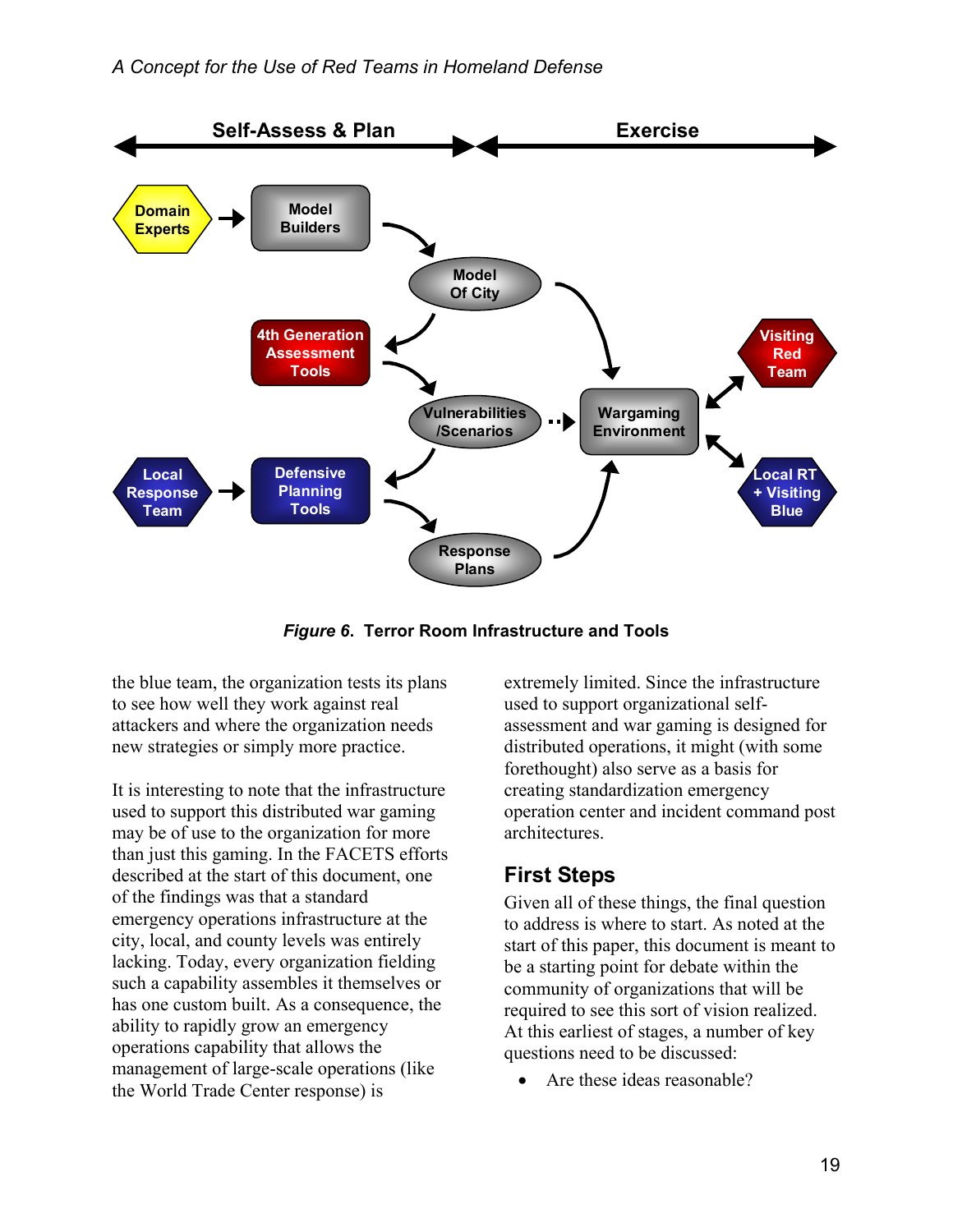**Figure 6. Terror Room Infrastructure and Tools**

the blue team, the organization tests its plans to see how well they work against real attackers and where the organization needs new strategies or simply more practice.

It is interesting to note that the infrastructure used to support this distributed war gaming may be of use to the organization for more than just this gaming. In the FACETS efforts described at the start of this document, one of the findings was that a standard emergency operations infrastructure at the city, local, and county levels was entirely lacking. Today, every organization fielding such a capability assembles it themselves or has one custom built. As a consequence, the ability to rapidly grow an emergency operations capability that allows the management of large-scale operations (like the World Trade Center response) is extremely limited. Since the infrastructure used to support organizational self-assessment and war gaming is designed for distributed operations, it might (with some forethought) also serve as a basis for creating standardization emergency operation center and incident command post architectures.

## First Steps

Given all of these things, the final question to address is where to start. As noted at the start of this paper, this document is meant to be a starting point for debate within the community of organizations that will be required to see this sort of vision realized. At this earliest of stages, a number of key questions need to be discussed:

- Are these ideas reasonable?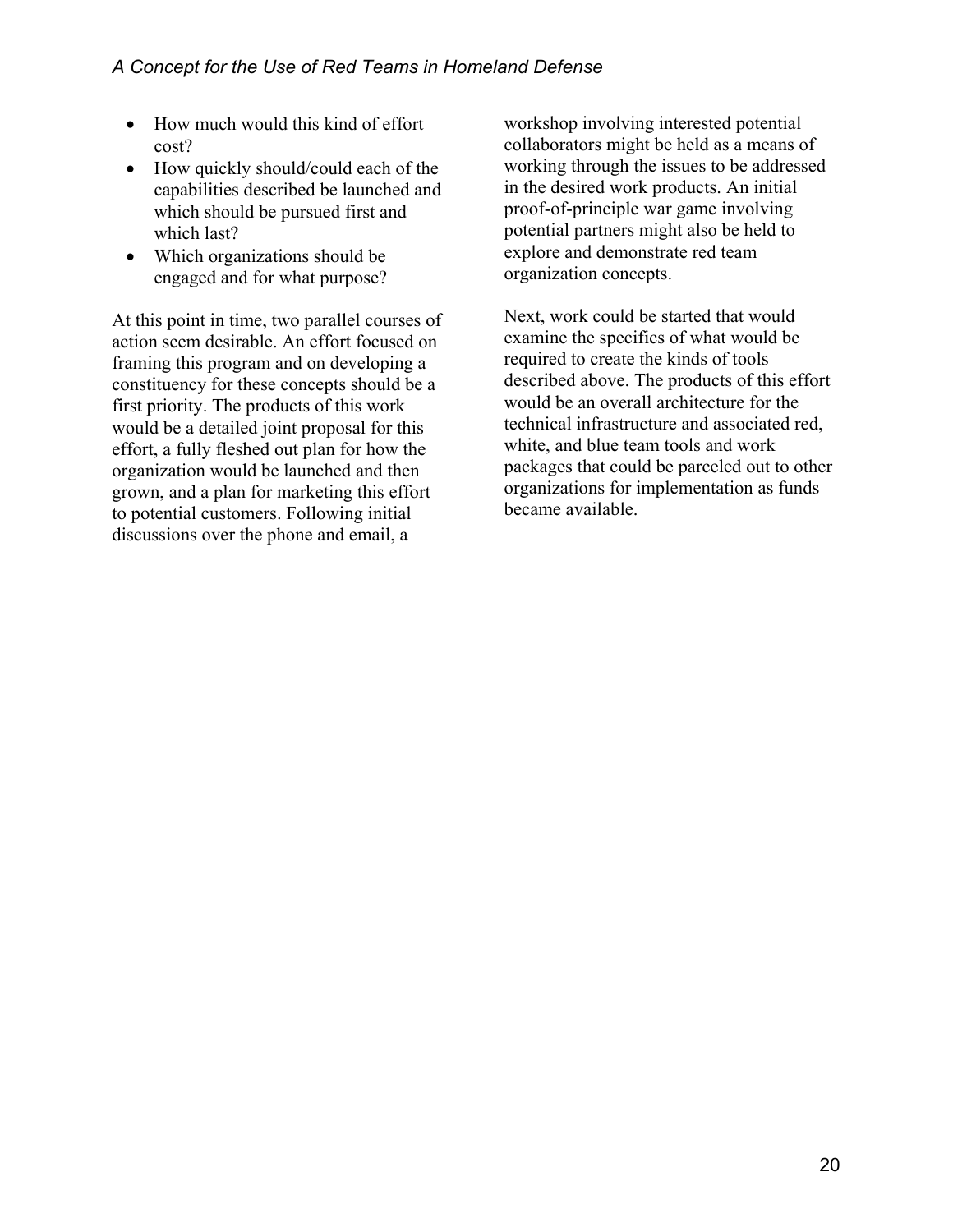- How much would this kind of effort cost?
- How quickly should/could each of the capabilities described be launched and which should be pursued first and which last?
- Which organizations should be engaged and for what purpose?

At this point in time, two parallel courses of action seem desirable. An effort focused on framing this program and on developing a constituency for these concepts should be a first priority. The products of this work would be a detailed joint proposal for this effort, a fully fleshed out plan for how the organization would be launched and then grown, and a plan for marketing this effort to potential customers. Following initial discussions over the phone and email, a workshop involving interested potential collaborators might be held as a means of working through the issues to be addressed in the desired work products. An initial proof-of-principle war game involving potential partners might also be held to explore and demonstrate red team organization concepts.

Next, work could be started that would examine the specifics of what would be required to create the kinds of tools described above. The products of this effort would be an overall architecture for the technical infrastructure and associated red, white, and blue team tools and work packages that could be parceled out to other organizations for implementation as funds became available.